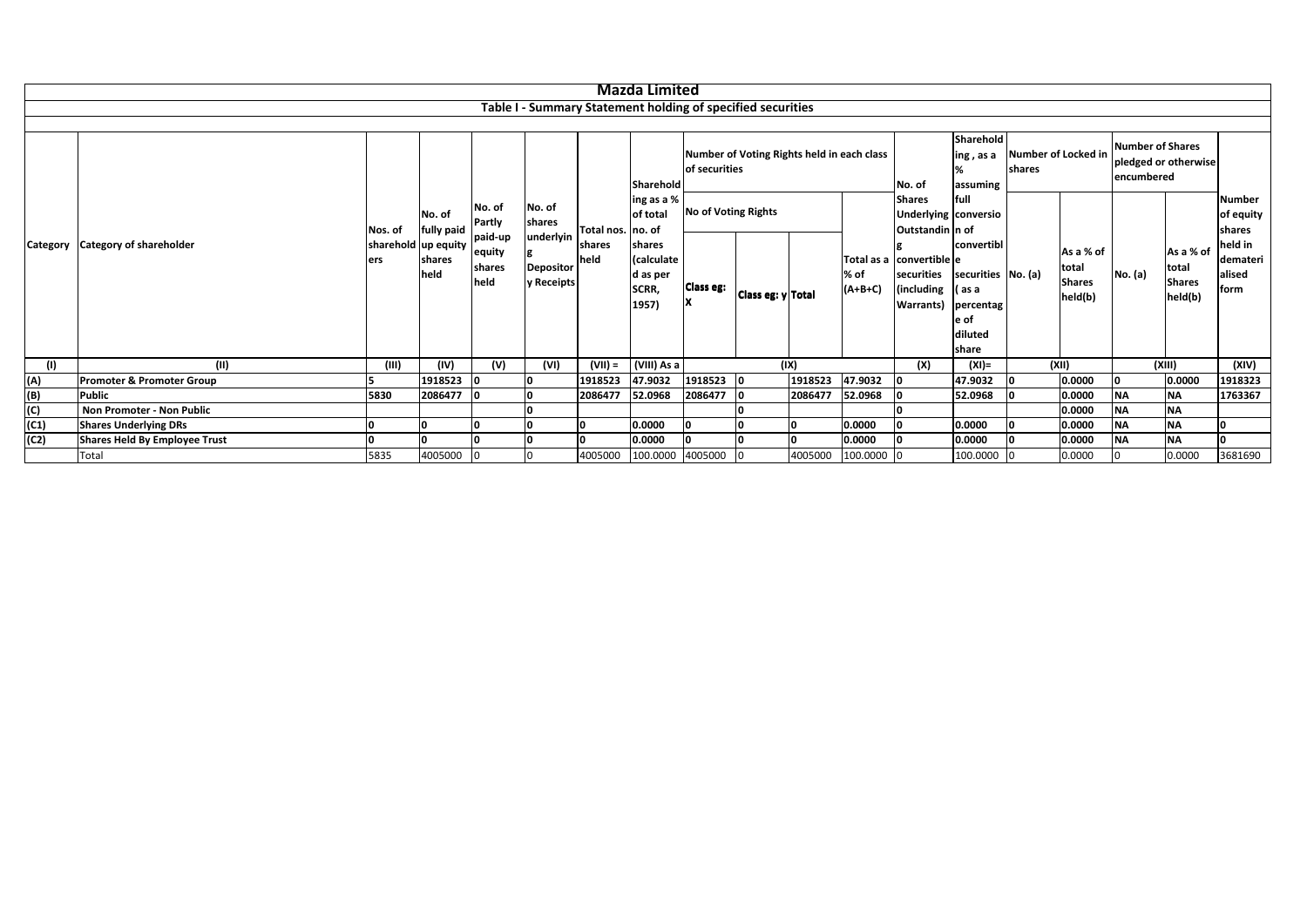# Mazda Limited

## Table I - Summary Statement holding of specified securities

| Category | Category of shareholder | Nos. of shareholders | No. of fully paid up equity shares held | No. of Partly paid-up equity shares held | No. of shares underlying Depository Receipts | Total nos. shares held | Shareholding as a % of total no. of shares (calculated as per SCRR, 1957) | Number of Voting Rights held in each class of securities | | | | No. of Shares Underlying Outstanding convertible securities (including Warrants) | Shareholding , as a % assuming full conversion of convertible securities ( as a percentage of diluted share | Number of Locked in shares | | Number of Shares pledged or otherwise encumbered | | Number of equity shares held in dematerialised form |
|---|---|---|---|---|---|---|---|---|---|---|---|---|---|---|---|---|---|---|
| | | | | | | | | No of Voting Rights | | | Total as a % of (A+B+C) | | | No. (a) | As a % of total Shares held(b) | No. (a) | As a % of total Shares held(b) | |
| | | | | | | | | Class eg: X | Class eg: y | Total | | | | | | | | |
| (I) | (II) | (III) | (IV) | (V) | (VI) | (VII) = | (VIII) As a | (IX) | | | | (X) | (XI)= | (XII) | | (XIII) | | (XIV) |
| (A) | **Promoter & Promoter Group** | 5 | 1918523 | 0 | 0 | 1918523 | 47.9032 | 1918523 | 0 | 1918523 | 47.9032 | 0 | 47.9032 | 0 | 0.0000 | 0 | 0.0000 | 1918323 |
| (B) | **Public** | 5830 | 2086477 | 0 | 0 | 2086477 | 52.0968 | 2086477 | 0 | 2086477 | 52.0968 | 0 | 52.0968 | 0 | 0.0000 | NA | NA | 1763367 |
| (C) | **Non Promoter - Non Public** | | | | 0 | | | | 0 | | | 0 | | | 0.0000 | NA | NA | |
| (C1) | **Shares Underlying DRs** | 0 | 0 | 0 | 0 | 0 | 0.0000 | 0 | 0 | 0 | 0.0000 | 0 | 0.0000 | 0 | 0.0000 | NA | NA | 0 |
| (C2) | **Shares Held By Employee Trust** | 0 | 0 | 0 | 0 | 0 | 0.0000 | 0 | 0 | 0 | 0.0000 | 0 | 0.0000 | 0 | 0.0000 | NA | NA | 0 |
| | Total | 5835 | 4005000 | 0 | 0 | 4005000 | 100.0000 | 4005000 | 0 | 4005000 | 100.0000 | 0 | 100.0000 | 0 | 0.0000 | 0 | 0.0000 | 3681690 |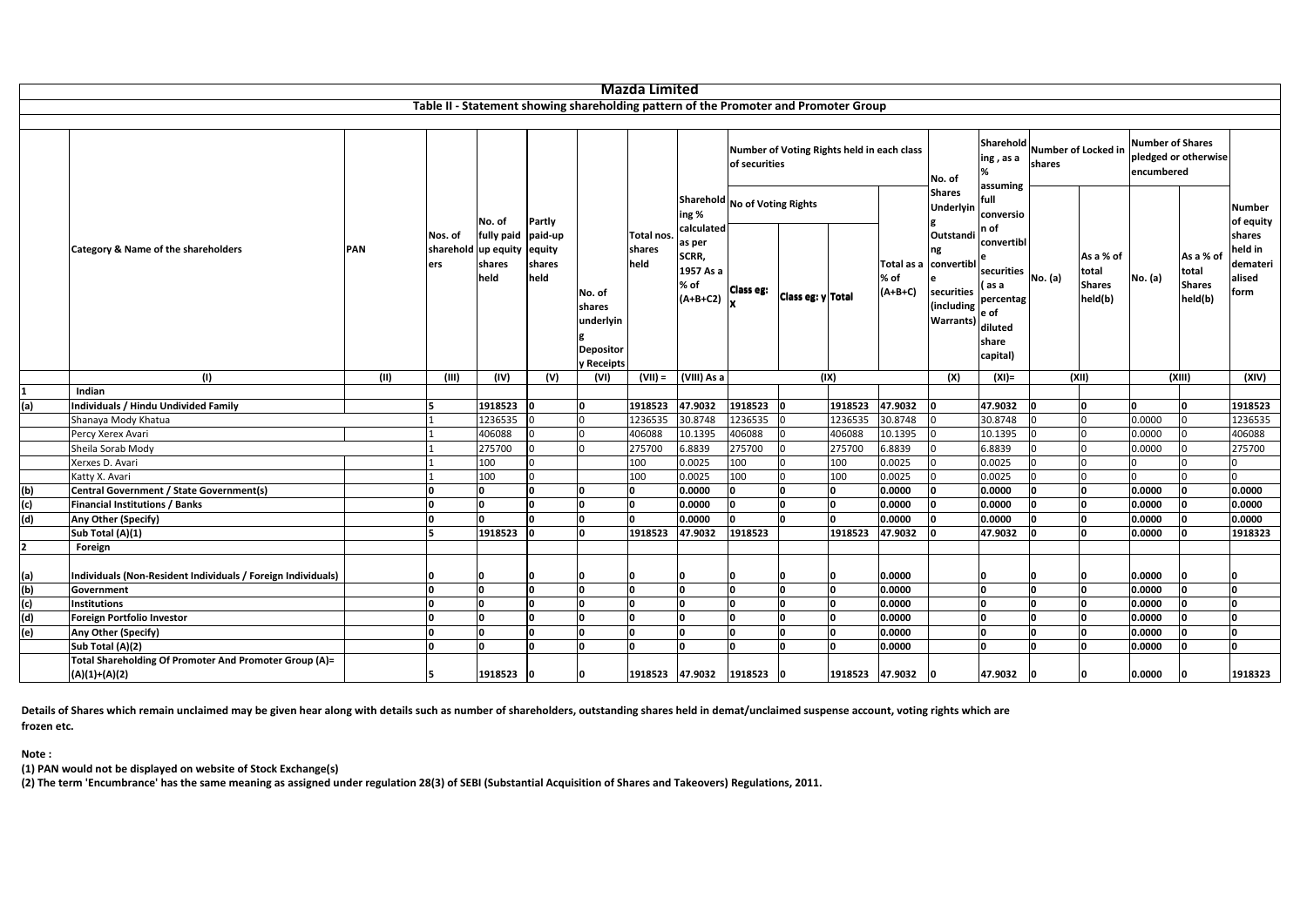# Mazda Limited

## Table II - Statement showing shareholding pattern of the Promoter and Promoter Group

| | Category & Name of the shareholders | PAN | Nos. of shareholders | No. of fully paid up equity shares held | Partly paid-up equity shares held | No. of shares underlying Depository Receipts | Total nos. shares held | Shareholding % calculated as per SCRR, 1957 As a % of (A+B+C2) | Number of Voting Rights held in each class of securities | | | | No. of Shares Underlying Outstanding convertible securities (including Warrants) | Shareholding , as a % assuming full conversion of convertible securities ( as a percentage of diluted share capital) | Number of Locked in shares | | Number of Shares pledged or otherwise encumbered | | Number of equity shares held in dematerialised form |
|---|---|---|---|---|---|---|---|---|---|---|---|---|---|---|---|---|---|---|---|
| | | | | | | | | | No of Voting Rights | | | Total as a % of (A+B+C) | | | No. (a) | As a % of total Shares held(b) | No. (a) | As a % of total Shares held(b) | |
| | | | | | | | | | Class eg: X | Class eg: y | Total | | | | | | | | |
| | (I) | (II) | (III) | (IV) | (V) | (VI) | (VII) = | (VIII) As a % of (A+B+C2) | (IX) | | | | (X) | (XI)= | (XII) | | (XIII) | | (XIV) |
| 1 | **Indian** | | | | | | | | | | | | | | | | | | |
| (a) | **Individuals / Hindu Undivided Family** | | 5 | 1918523 | 0 | 0 | 1918523 | 47.9032 | 1918523 | 0 | 1918523 | 47.9032 | 0 | 47.9032 | 0 | 0 | 0 | 0 | 1918523 |
| | Shanaya Mody Khatua | | 1 | 1236535 | 0 | 0 | 1236535 | 30.8748 | 1236535 | 0 | 1236535 | 30.8748 | 0 | 30.8748 | 0 | 0 | 0.0000 | 0 | 1236535 |
| | Percy Xerex Avari | | 1 | 406088 | 0 | 0 | 406088 | 10.1395 | 406088 | 0 | 406088 | 10.1395 | 0 | 10.1395 | 0 | 0 | 0.0000 | 0 | 406088 |
| | Sheila Sorab Mody | | 1 | 275700 | 0 | 0 | 275700 | 6.8839 | 275700 | 0 | 275700 | 6.8839 | 0 | 6.8839 | 0 | 0 | 0.0000 | 0 | 275700 |
| | Xerxes D. Avari | | 1 | 100 | 0 | | 100 | 0.0025 | 100 | 0 | 100 | 0.0025 | 0 | 0.0025 | 0 | 0 | 0 | 0 | 0 |
| | Katty X. Avari | | 1 | 100 | 0 | | 100 | 0.0025 | 100 | 0 | 100 | 0.0025 | 0 | 0.0025 | 0 | 0 | 0 | 0 | 0 |
| (b) | **Central Government / State Government(s)** | | 0 | 0 | 0 | 0 | 0 | 0.0000 | 0 | 0 | 0 | 0.0000 | 0 | 0.0000 | 0 | 0 | 0.0000 | 0 | 0.0000 |
| (c) | **Financial Institutions / Banks** | | 0 | 0 | 0 | 0 | 0 | 0.0000 | 0 | 0 | 0 | 0.0000 | 0 | 0.0000 | 0 | 0 | 0.0000 | 0 | 0.0000 |
| (d) | **Any Other (Specify)** | | 0 | 0 | 0 | 0 | 0 | 0.0000 | 0 | 0 | 0 | 0.0000 | 0 | 0.0000 | 0 | 0 | 0.0000 | 0 | 0.0000 |
| | **Sub Total (A)(1)** | | 5 | 1918523 | 0 | 0 | 1918523 | 47.9032 | 1918523 | | 1918523 | 47.9032 | 0 | 47.9032 | 0 | 0 | 0.0000 | 0 | 1918323 |
| 2 | **Foreign** | | | | | | | | | | | | | | | | | | |
| (a) | **Individuals (Non-Resident Individuals / Foreign Individuals)** | | 0 | 0 | 0 | 0 | 0 | 0 | 0 | 0 | 0 | 0.0000 | | 0 | 0 | 0 | 0.0000 | 0 | 0 |
| (b) | **Government** | | 0 | 0 | 0 | 0 | 0 | 0 | 0 | 0 | 0 | 0.0000 | | 0 | 0 | 0 | 0.0000 | 0 | 0 |
| (c) | **Institutions** | | 0 | 0 | 0 | 0 | 0 | 0 | 0 | 0 | 0 | 0.0000 | | 0 | 0 | 0 | 0.0000 | 0 | 0 |
| (d) | **Foreign Portfolio Investor** | | 0 | 0 | 0 | 0 | 0 | 0 | 0 | 0 | 0 | 0.0000 | | 0 | 0 | 0 | 0.0000 | 0 | 0 |
| (e) | **Any Other (Specify)** | | 0 | 0 | 0 | 0 | 0 | 0 | 0 | 0 | 0 | 0.0000 | | 0 | 0 | 0 | 0.0000 | 0 | 0 |
| | **Sub Total (A)(2)** | | 0 | 0 | 0 | 0 | 0 | 0 | 0 | 0 | 0 | 0.0000 | | 0 | 0 | 0 | 0.0000 | 0 | 0 |
| | **Total Shareholding Of Promoter And Promoter Group (A)= (A)(1)+(A)(2)** | | 5 | 1918523 | 0 | 0 | 1918523 | 47.9032 | 1918523 | 0 | 1918523 | 47.9032 | 0 | 47.9032 | 0 | 0 | 0.0000 | 0 | 1918323 |

**Details of Shares which remain unclaimed may be given hear along with details such as number of shareholders, outstanding shares held in demat/unclaimed suspense account, voting rights which are frozen etc.**

**Note :**

**(1) PAN would not be displayed on website of Stock Exchange(s)**

**(2) The term 'Encumbrance' has the same meaning as assigned under regulation 28(3) of SEBI (Substantial Acquisition of Shares and Takeovers) Regulations, 2011.**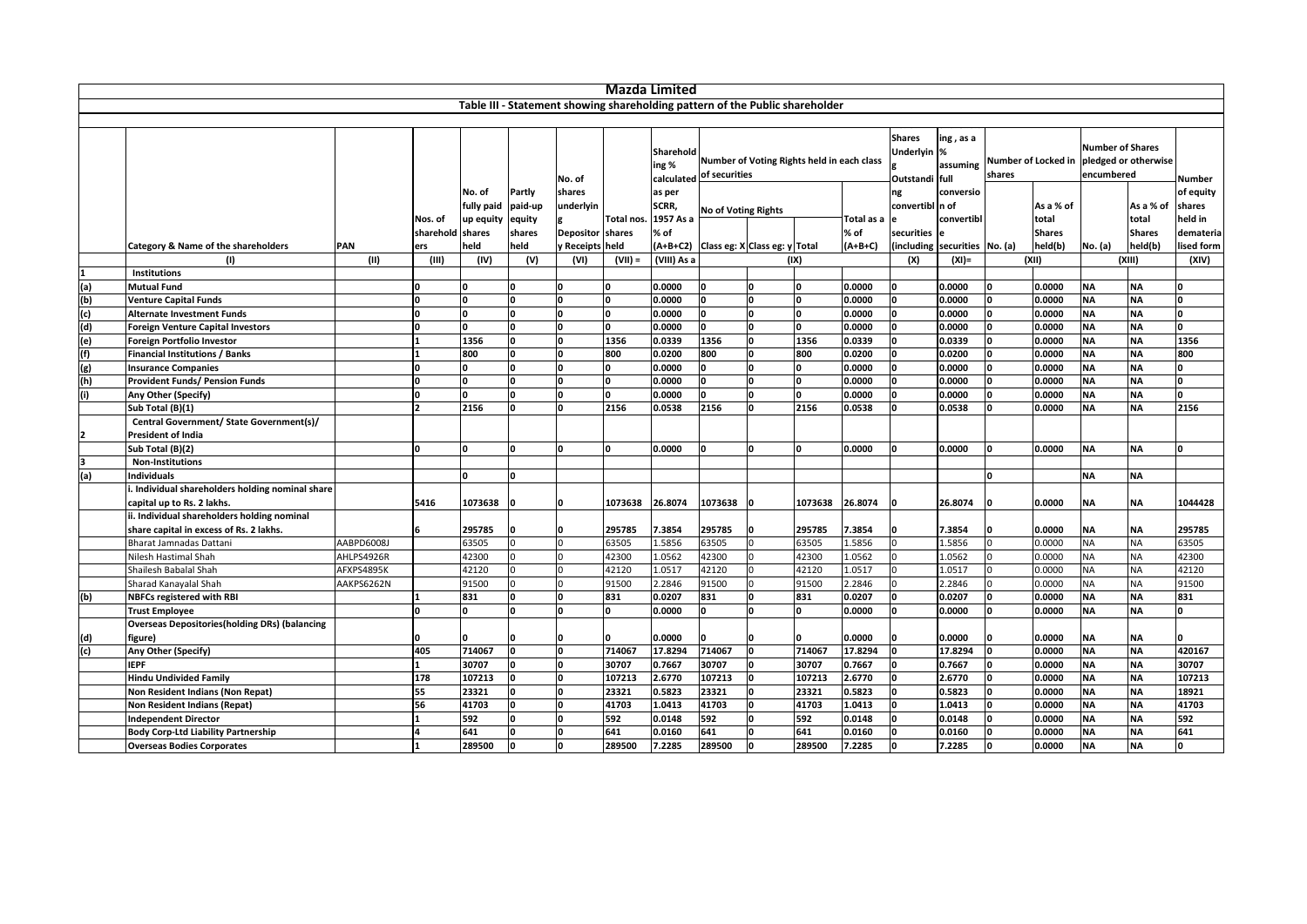# Mazda Limited

## Table III - Statement showing shareholding pattern of the Public shareholder

| | Category & Name of the shareholders | PAN | Nos. of shareholders | No. of fully paid up equity shares held | Partly paid-up equity shares held | No. of shares underlying Depository Receipts | Total nos. shares held | Shareholding % calculated as per SCRR, 1957 As a % of (A+B+C2) | Number of Voting Rights held in each class of securities | | | | Shares Underlying Outstanding convertible securities (including | Shareholding , as a % assuming full conversion of convertible securities | Number of Locked in shares | | Number of Shares pledged or otherwise encumbered | | Number of equity shares held in dematerialised form |
|---|---|---|---|---|---|---|---|---|---|---|---|---|---|---|---|---|---|---|---|
| | | | | | | | | | No of Voting Rights | | | Total as a % of (A+B+C) | | | No. (a) | As a % of total Shares held(b) | No. (a) | As a % of total Shares held(b) | |
| | | | | | | | | | Class eg: X | Class eg: y | Total | | | | | | | | |
| | (I) | (II) | (III) | (IV) | (V) | (VI) | (VII) = | (VIII) As a | (IX) | | | | (X) | (XI)= | (XII) | | (XIII) | | (XIV) |
| 1 | **Institutions** | | | | | | | | | | | | | | | | | | |
| (a) | **Mutual Fund** | | 0 | 0 | 0 | 0 | 0 | 0.0000 | 0 | 0 | 0 | 0.0000 | 0 | 0.0000 | 0 | 0.0000 | NA | NA | 0 |
| (b) | **Venture Capital Funds** | | 0 | 0 | 0 | 0 | 0 | 0.0000 | 0 | 0 | 0 | 0.0000 | 0 | 0.0000 | 0 | 0.0000 | NA | NA | 0 |
| (c) | **Alternate Investment Funds** | | 0 | 0 | 0 | 0 | 0 | 0.0000 | 0 | 0 | 0 | 0.0000 | 0 | 0.0000 | 0 | 0.0000 | NA | NA | 0 |
| (d) | **Foreign Venture Capital Investors** | | 0 | 0 | 0 | 0 | 0 | 0.0000 | 0 | 0 | 0 | 0.0000 | 0 | 0.0000 | 0 | 0.0000 | NA | NA | 0 |
| (e) | **Foreign Portfolio Investor** | | 1 | 1356 | 0 | 0 | 1356 | 0.0339 | 1356 | 0 | 1356 | 0.0339 | 0 | 0.0339 | 0 | 0.0000 | NA | NA | 1356 |
| (f) | **Financial Institutions / Banks** | | 1 | 800 | 0 | 0 | 800 | 0.0200 | 800 | 0 | 800 | 0.0200 | 0 | 0.0200 | 0 | 0.0000 | NA | NA | 800 |
| (g) | **Insurance Companies** | | 0 | 0 | 0 | 0 | 0 | 0.0000 | 0 | 0 | 0 | 0.0000 | 0 | 0.0000 | 0 | 0.0000 | NA | NA | 0 |
| (h) | **Provident Funds/ Pension Funds** | | 0 | 0 | 0 | 0 | 0 | 0.0000 | 0 | 0 | 0 | 0.0000 | 0 | 0.0000 | 0 | 0.0000 | NA | NA | 0 |
| (i) | **Any Other (Specify)** | | 0 | 0 | 0 | 0 | 0 | 0.0000 | 0 | 0 | 0 | 0.0000 | 0 | 0.0000 | 0 | 0.0000 | NA | NA | 0 |
| | **Sub Total (B)(1)** | | 2 | 2156 | 0 | 0 | 2156 | 0.0538 | 2156 | 0 | 2156 | 0.0538 | 0 | 0.0538 | 0 | 0.0000 | NA | NA | 2156 |
| 2 | **Central Government/ State Government(s)/ President of India** | | | | | | | | | | | | | | | | | | |
| | **Sub Total (B)(2)** | | 0 | 0 | 0 | 0 | 0 | 0.0000 | 0 | 0 | 0 | 0.0000 | 0 | 0.0000 | 0 | 0.0000 | NA | NA | 0 |
| 3 | **Non-Institutions** | | | | | | | | | | | | | | | | | | |
| (a) | **Individuals** | | | 0 | 0 | | | | | | | | | | 0 | | NA | NA | |
| | **i. Individual shareholders holding nominal share capital up to Rs. 2 lakhs.** | | 5416 | 1073638 | 0 | 0 | 1073638 | 26.8074 | 1073638 | 0 | 1073638 | 26.8074 | 0 | 26.8074 | 0 | 0.0000 | NA | NA | 1044428 |
| | **ii. Individual shareholders holding nominal share capital in excess of Rs. 2 lakhs.** | | 6 | 295785 | 0 | 0 | 295785 | 7.3854 | 295785 | 0 | 295785 | 7.3854 | 0 | 7.3854 | 0 | 0.0000 | NA | NA | 295785 |
| | Bharat Jamnadas Dattani | AABPD6008J | | 63505 | 0 | 0 | 63505 | 1.5856 | 63505 | 0 | 63505 | 1.5856 | 0 | 1.5856 | 0 | 0.0000 | NA | NA | 63505 |
| | Nilesh Hastimal Shah | AHLPS4926R | | 42300 | 0 | 0 | 42300 | 1.0562 | 42300 | 0 | 42300 | 1.0562 | 0 | 1.0562 | 0 | 0.0000 | NA | NA | 42300 |
| | Shailesh Babalal Shah | AFXPS4895K | | 42120 | 0 | 0 | 42120 | 1.0517 | 42120 | 0 | 42120 | 1.0517 | 0 | 1.0517 | 0 | 0.0000 | NA | NA | 42120 |
| | Sharad Kanayalal Shah | AAKPS6262N | | 91500 | 0 | 0 | 91500 | 2.2846 | 91500 | 0 | 91500 | 2.2846 | 0 | 2.2846 | 0 | 0.0000 | NA | NA | 91500 |
| (b) | **NBFCs registered with RBI** | | 1 | 831 | 0 | 0 | 831 | 0.0207 | 831 | 0 | 831 | 0.0207 | 0 | 0.0207 | 0 | 0.0000 | NA | NA | 831 |
| | **Trust Employee** | | 0 | 0 | 0 | 0 | 0 | 0.0000 | 0 | 0 | 0 | 0.0000 | 0 | 0.0000 | 0 | 0.0000 | NA | NA | 0 |
| (d) | **Overseas Depositories(holding DRs) (balancing figure)** | | 0 | 0 | 0 | 0 | 0 | 0.0000 | 0 | 0 | 0 | 0.0000 | 0 | 0.0000 | 0 | 0.0000 | NA | NA | 0 |
| (c) | **Any Other (Specify)** | | 405 | 714067 | 0 | 0 | 714067 | 17.8294 | 714067 | 0 | 714067 | 17.8294 | 0 | 17.8294 | 0 | 0.0000 | NA | NA | 420167 |
| | **IEPF** | | 1 | 30707 | 0 | 0 | 30707 | 0.7667 | 30707 | 0 | 30707 | 0.7667 | 0 | 0.7667 | 0 | 0.0000 | NA | NA | 30707 |
| | **Hindu Undivided Family** | | 178 | 107213 | 0 | 0 | 107213 | 2.6770 | 107213 | 0 | 107213 | 2.6770 | 0 | 2.6770 | 0 | 0.0000 | NA | NA | 107213 |
| | **Non Resident Indians (Non Repat)** | | 55 | 23321 | 0 | 0 | 23321 | 0.5823 | 23321 | 0 | 23321 | 0.5823 | 0 | 0.5823 | 0 | 0.0000 | NA | NA | 18921 |
| | **Non Resident Indians (Repat)** | | 56 | 41703 | 0 | 0 | 41703 | 1.0413 | 41703 | 0 | 41703 | 1.0413 | 0 | 1.0413 | 0 | 0.0000 | NA | NA | 41703 |
| | **Independent Director** | | 1 | 592 | 0 | 0 | 592 | 0.0148 | 592 | 0 | 592 | 0.0148 | 0 | 0.0148 | 0 | 0.0000 | NA | NA | 592 |
| | **Body Corp-Ltd Liability Partnership** | | 4 | 641 | 0 | 0 | 641 | 0.0160 | 641 | 0 | 641 | 0.0160 | 0 | 0.0160 | 0 | 0.0000 | NA | NA | 641 |
| | **Overseas Bodies Corporates** | | 1 | 289500 | 0 | 0 | 289500 | 7.2285 | 289500 | 0 | 289500 | 7.2285 | 0 | 7.2285 | 0 | 0.0000 | NA | NA | 0 |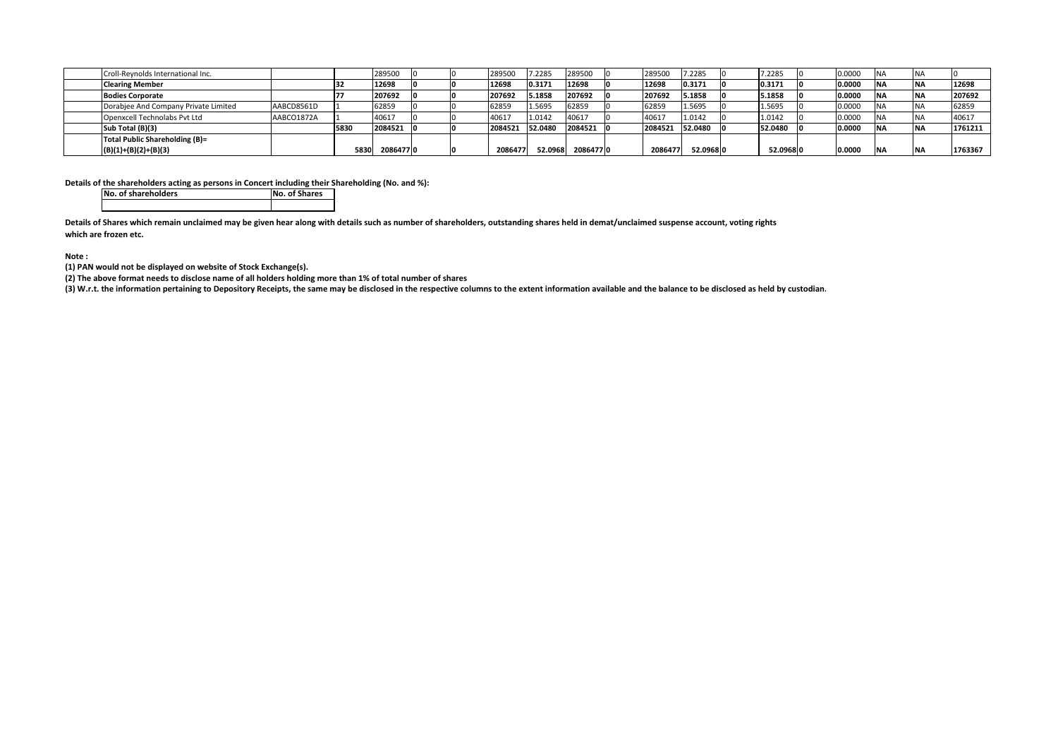| | | | | | | | | | | | | | | | | | | | |
|---|---|---|---|---|---|---|---|---|---|---|---|---|---|---|---|---|---|---|---|
| | Croll-Reynolds International Inc. | | | 289500 | 0 | 0 | 289500 | 7.2285 | 289500 | 0 | 289500 | 7.2285 | 0 | 7.2285 | 0 | 0.0000 | NA | NA | 0 |
| | **Clearing Member** | | **32** | **12698** | **0** | **0** | **12698** | **0.3171** | **12698** | **0** | **12698** | **0.3171** | **0** | **0.3171** | **0** | **0.0000** | **NA** | **NA** | **12698** |
| | **Bodies Corporate** | | **77** | **207692** | **0** | **0** | **207692** | **5.1858** | **207692** | **0** | **207692** | **5.1858** | **0** | **5.1858** | **0** | **0.0000** | **NA** | **NA** | **207692** |
| | Dorabjee And Company Private Limited | AABCD8561D | 1 | 62859 | 0 | 0 | 62859 | 1.5695 | 62859 | 0 | 62859 | 1.5695 | 0 | 1.5695 | 0 | 0.0000 | NA | NA | 62859 |
| | Openxcell Technolabs Pvt Ltd | AABCO1872A | 1 | 40617 | 0 | 0 | 40617 | 1.0142 | 40617 | 0 | 40617 | 1.0142 | 0 | 1.0142 | 0 | 0.0000 | NA | NA | 40617 |
| | **Sub Total (B)(3)** | | **5830** | **2084521** | **0** | **0** | **2084521** | **52.0480** | **2084521** | **0** | **2084521** | **52.0480** | **0** | **52.0480** | **0** | **0.0000** | **NA** | **NA** | **1761211** |
| | **Total Public Shareholding (B)= (B)(1)+(B)(2)+(B)(3)** | | **5830** | **2086477** | **0** | **0** | **2086477** | **52.0968** | **2086477** | **0** | **2086477** | **52.0968** | **0** | **52.0968** | **0** | **0.0000** | **NA** | **NA** | **1763367** |

**Details of the shareholders acting as persons in Concert including their Shareholding (No. and %):**

| No. of shareholders | No. of Shares |
|---|---|
| | |

**Details of Shares which remain unclaimed may be given hear along with details such as number of shareholders, outstanding shares held in demat/unclaimed suspense account, voting rights which are frozen etc.**

**Note :**

**(1) PAN would not be displayed on website of Stock Exchange(s).**

**(2) The above format needs to disclose name of all holders holding more than 1% of total number of shares**

**(3) W.r.t. the information pertaining to Depository Receipts, the same may be disclosed in the respective columns to the extent information available and the balance to be disclosed as held by custodian.**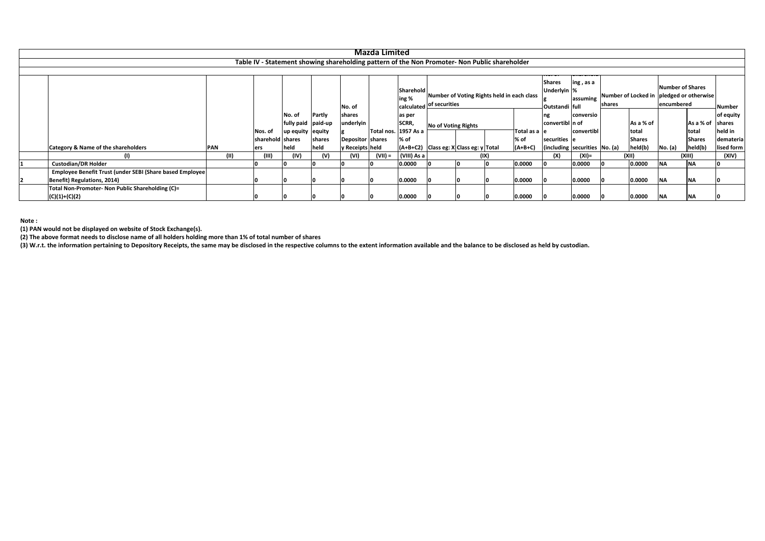# Mazda Limited

## Table IV - Statement showing shareholding pattern of the Non Promoter- Non Public shareholder

| | Category & Name of the shareholders | PAN | Nos. of shareholders | No. of fully paid up equity shares held | Partly paid-up equity shares held | No. of shares underlying Depository Receipts | Total nos. shares held | Shareholding % calculated as per SCRR, 1957 As a % of (A+B+C2) | Number of Voting Rights held in each class of securities | | | | Shares Underlying Outstanding convertible securities | Shareholding , as a % assuming full conversion of convertible securities ( as a percentage of diluted share capital) | Number of Locked in shares | | Number of Shares pledged or otherwise encumbered | | Number of equity shares held in dematerialised form |
|---|---|---|---|---|---|---|---|---|---|---|---|---|---|---|---|---|---|---|---|
| | | | | | | | | | No of Voting Rights | | | Total as a % of (A+B+C) | (including Warrants) | | No. (a) | As a % of total Shares held(b) | No. (a) | As a % of total Shares held(b) | |
| | | | | | | | | | Class eg: X | Class eg: y | Total | | | | | | | | |
| | (I) | (II) | (III) | (IV) | (V) | (VI) | (VII) = | (VIII) As a | (IX) | | | | (X) | (XI)= | (XII) | | (XIII) | | (XIV) |
| 1 | Custodian/DR Holder | | 0 | 0 | 0 | 0 | 0 | 0.0000 | 0 | 0 | 0 | 0.0000 | 0 | 0.0000 | 0 | 0.0000 | NA | NA | 0 |
| 2 | Employee Benefit Trust (under SEBI (Share based Employee Benefit) Regulations, 2014) | | 0 | 0 | 0 | 0 | 0 | 0.0000 | 0 | 0 | 0 | 0.0000 | 0 | 0.0000 | 0 | 0.0000 | NA | NA | 0 |
| | Total Non-Promoter- Non Public Shareholding (C)= (C)(1)+(C)(2) | | 0 | 0 | 0 | 0 | 0 | 0.0000 | 0 | 0 | 0 | 0.0000 | 0 | 0.0000 | 0 | 0.0000 | NA | NA | 0 |

**Note :**

**(1) PAN would not be displayed on website of Stock Exchange(s).**

**(2) The above format needs to disclose name of all holders holding more than 1% of total number of shares**

**(3) W.r.t. the information pertaining to Depository Receipts, the same may be disclosed in the respective columns to the extent information available and the balance to be disclosed as held by custodian.**